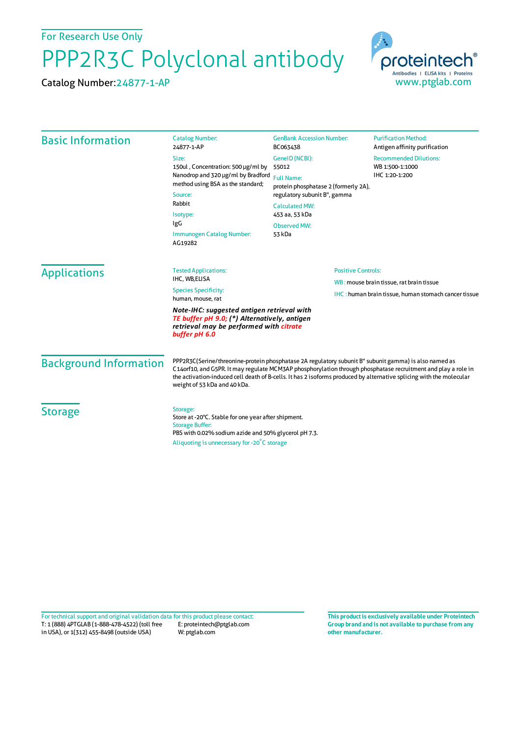For Research Use Only

# PPP2R3C Polyclonal antibody

Catalog Number: 24877-1-AP

proteintech®
Antibodies | ELISA kits | Proteins
www.ptglab.com

## Basic Information

**Catalog Number:**
24877-1-AP

**Size:**
150ul , Concentration: 500 μg/ml by Nanodrop and 320 μg/ml by Bradford method using BSA as the standard;

**Source:**
Rabbit

**Isotype:**
IgG

**Immunogen Catalog Number:**
AG19282

**GenBank Accession Number:**
BC063438

**GeneID (NCBI):**
55012

**Full Name:**
protein phosphatase 2 (formerly 2A), regulatory subunit B'', gamma

**Calculated MW:**
453 aa, 53 kDa

**Observed MW:**
53 kDa

**Purification Method:**
Antigen affinity purification

**Recommended Dilutions:**
WB 1:500-1:1000
IHC 1:20-1:200

## Applications

**Tested Applications:**
IHC, WB,ELISA

**Species Specificity:**
human, mouse, rat

***Note-IHC: suggested antigen retrieval with TE buffer pH 9.0; (\*) Alternatively, antigen retrieval may be performed with citrate buffer pH 6.0***

**Positive Controls:**

WB : mouse brain tissue, rat brain tissue

IHC : human brain tissue, human stomach cancer tissue

## Background Information

PPP2R3C(Serine/threonine-protein phosphatase 2A regulatory subunit B'' subunit gamma) is also named as C14orf10, and G5PR. It may regulate MCM3AP phosphorylation through phosphatase recruitment and play a role in the activation-induced cell death of B-cells. It has 2 isoforms produced by alternative splicing with the molecular weight of 53 kDa and 40 kDa.

## Storage

**Storage:**
Store at -20°C. Stable for one year after shipment.

**Storage Buffer:**
PBS with 0.02% sodium azide and 50% glycerol pH 7.3.

Aliquoting is unnecessary for -20°C storage

For technical support and original validation data for this product please contact:
T: 1 (888) 4PTGLAB (1-888-478-4522) (toll free in USA), or 1(312) 455-8498 (outside USA)
E: proteintech@ptglab.com
W: ptglab.com

**This product is exclusively available under Proteintech Group brand and is not available to purchase from any other manufacturer.**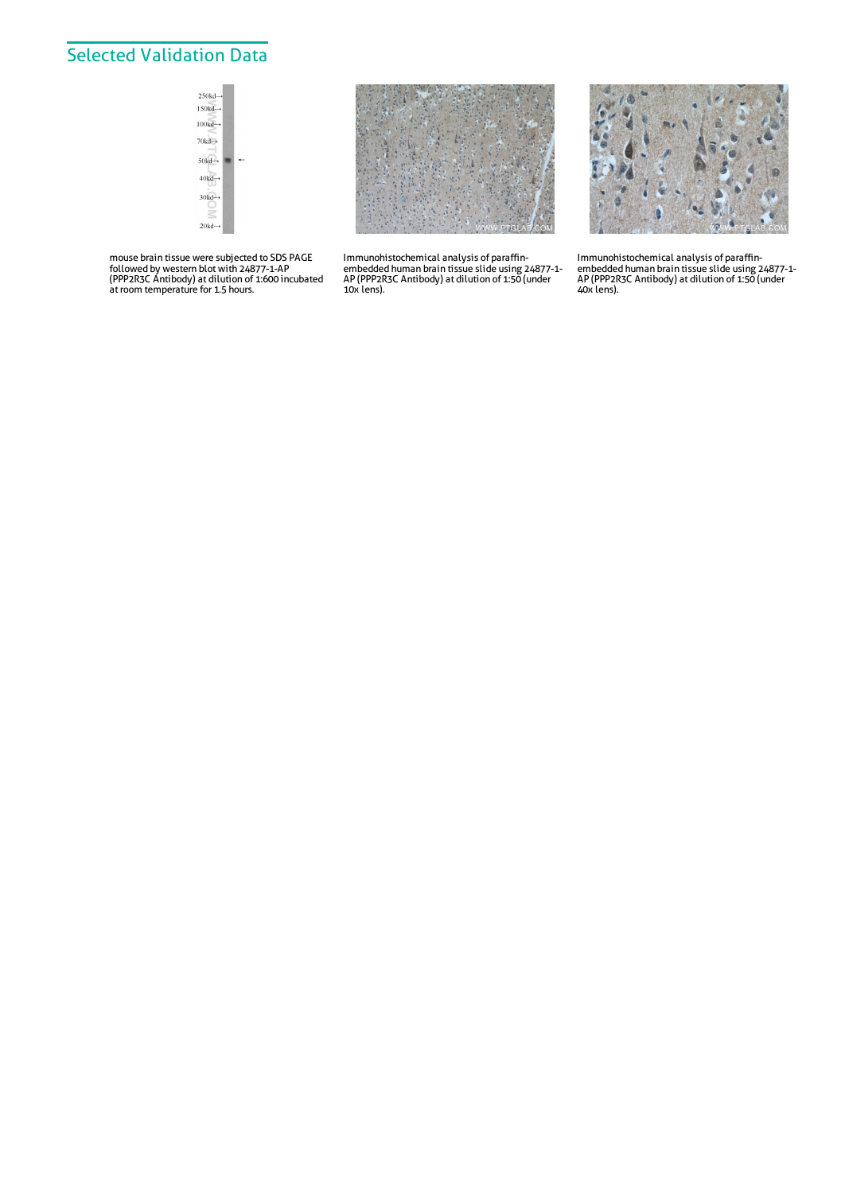## Selected Validation Data

250kd→
150kd→
100kd→
70kd→
50kd→
40kd→
30kd→
20kd→

mouse brain tissue were subjected to SDS PAGE followed by western blot with 24877-1-AP (PPP2R3C Antibody) at dilution of 1:600 incubated at room temperature for 1.5 hours.

Immunohistochemical analysis of paraffin-embedded human brain tissue slide using 24877-1-AP (PPP2R3C Antibody) at dilution of 1:50 (under 10x lens).

Immunohistochemical analysis of paraffin-embedded human brain tissue slide using 24877-1-AP (PPP2R3C Antibody) at dilution of 1:50 (under 40x lens).